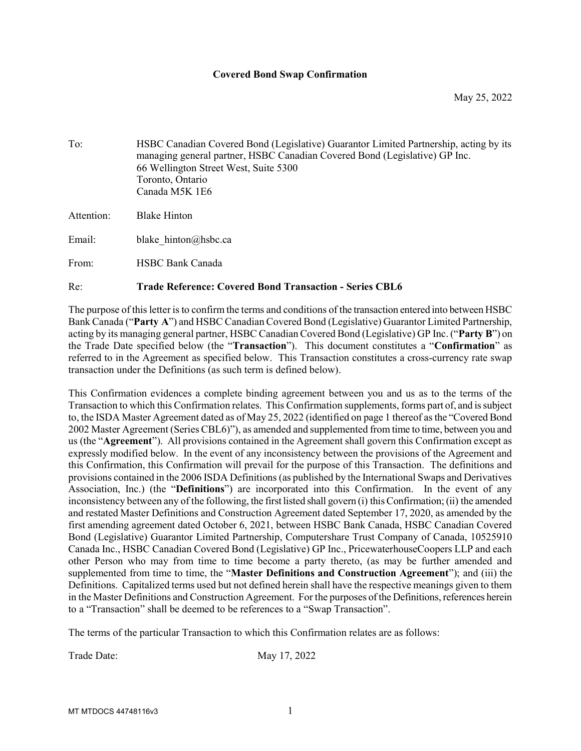**Covered Bond Swap Confirmation**

May 25, 2022

To: HSBC Canadian Covered Bond (Legislative) Guarantor Limited Partnership, acting by its managing general partner, HSBC Canadian Covered Bond (Legislative) GP Inc.
66 Wellington Street West, Suite 5300
Toronto, Ontario
Canada M5K 1E6

Attention: Blake Hinton

Email: blake_hinton@hsbc.ca

From: HSBC Bank Canada

Re: **Trade Reference: Covered Bond Transaction - Series CBL6**

The purpose of this letter is to confirm the terms and conditions of the transaction entered into between HSBC Bank Canada ("**Party A**") and HSBC Canadian Covered Bond (Legislative) Guarantor Limited Partnership, acting by its managing general partner, HSBC Canadian Covered Bond (Legislative) GP Inc. ("**Party B**") on the Trade Date specified below (the "**Transaction**"). This document constitutes a "**Confirmation**" as referred to in the Agreement as specified below. This Transaction constitutes a cross-currency rate swap transaction under the Definitions (as such term is defined below).

This Confirmation evidences a complete binding agreement between you and us as to the terms of the Transaction to which this Confirmation relates. This Confirmation supplements, forms part of, and is subject to, the ISDA Master Agreement dated as of May 25, 2022 (identified on page 1 thereof as the "Covered Bond 2002 Master Agreement (Series CBL6)"), as amended and supplemented from time to time, between you and us (the "**Agreement**"). All provisions contained in the Agreement shall govern this Confirmation except as expressly modified below. In the event of any inconsistency between the provisions of the Agreement and this Confirmation, this Confirmation will prevail for the purpose of this Transaction. The definitions and provisions contained in the 2006 ISDA Definitions (as published by the International Swaps and Derivatives Association, Inc.) (the "**Definitions**") are incorporated into this Confirmation. In the event of any inconsistency between any of the following, the first listed shall govern (i) this Confirmation; (ii) the amended and restated Master Definitions and Construction Agreement dated September 17, 2020, as amended by the first amending agreement dated October 6, 2021, between HSBC Bank Canada, HSBC Canadian Covered Bond (Legislative) Guarantor Limited Partnership, Computershare Trust Company of Canada, 10525910 Canada Inc., HSBC Canadian Covered Bond (Legislative) GP Inc., PricewaterhouseCoopers LLP and each other Person who may from time to time become a party thereto, (as may be further amended and supplemented from time to time, the "**Master Definitions and Construction Agreement**"); and (iii) the Definitions. Capitalized terms used but not defined herein shall have the respective meanings given to them in the Master Definitions and Construction Agreement. For the purposes of the Definitions, references herein to a "Transaction" shall be deemed to be references to a "Swap Transaction".

The terms of the particular Transaction to which this Confirmation relates are as follows:

Trade Date: May 17, 2022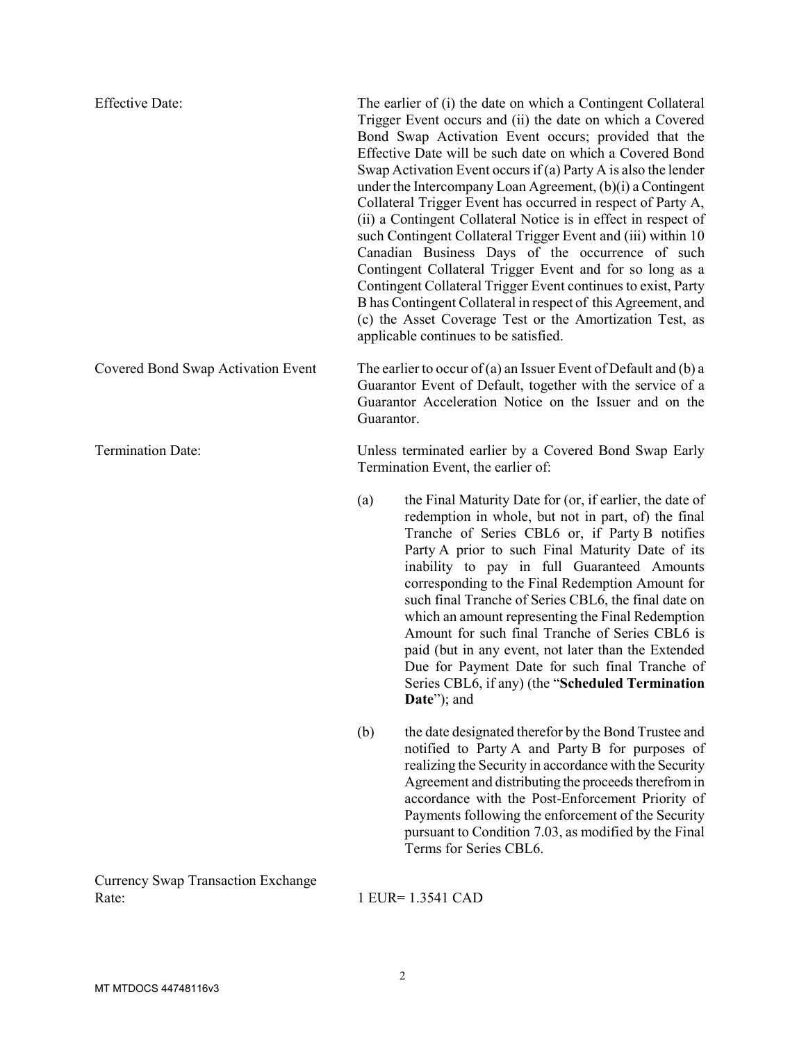| | |
|---|---|
| Effective Date: | The earlier of (i) the date on which a Contingent Collateral Trigger Event occurs and (ii) the date on which a Covered Bond Swap Activation Event occurs; provided that the Effective Date will be such date on which a Covered Bond Swap Activation Event occurs if (a) Party A is also the lender under the Intercompany Loan Agreement, (b)(i) a Contingent Collateral Trigger Event has occurred in respect of Party A, (ii) a Contingent Collateral Notice is in effect in respect of such Contingent Collateral Trigger Event and (iii) within 10 Canadian Business Days of the occurrence of such Contingent Collateral Trigger Event and for so long as a Contingent Collateral Trigger Event continues to exist, Party B has Contingent Collateral in respect of this Agreement, and (c) the Asset Coverage Test or the Amortization Test, as applicable continues to be satisfied. |
| Covered Bond Swap Activation Event | The earlier to occur of (a) an Issuer Event of Default and (b) a Guarantor Event of Default, together with the service of a Guarantor Acceleration Notice on the Issuer and on the Guarantor. |
| Termination Date: | Unless terminated earlier by a Covered Bond Swap Early Termination Event, the earlier of:<br><br>(a) the Final Maturity Date for (or, if earlier, the date of redemption in whole, but not in part, of) the final Tranche of Series CBL6 or, if Party B notifies Party A prior to such Final Maturity Date of its inability to pay in full Guaranteed Amounts corresponding to the Final Redemption Amount for such final Tranche of Series CBL6, the final date on which an amount representing the Final Redemption Amount for such final Tranche of Series CBL6 is paid (but in any event, not later than the Extended Due for Payment Date for such final Tranche of Series CBL6, if any) (the "**Scheduled Termination Date**"); and<br><br>(b) the date designated therefor by the Bond Trustee and notified to Party A and Party B for purposes of realizing the Security in accordance with the Security Agreement and distributing the proceeds therefrom in accordance with the Post-Enforcement Priority of Payments following the enforcement of the Security pursuant to Condition 7.03, as modified by the Final Terms for Series CBL6. |
| Currency Swap Transaction Exchange Rate: | 1 EUR= 1.3541 CAD |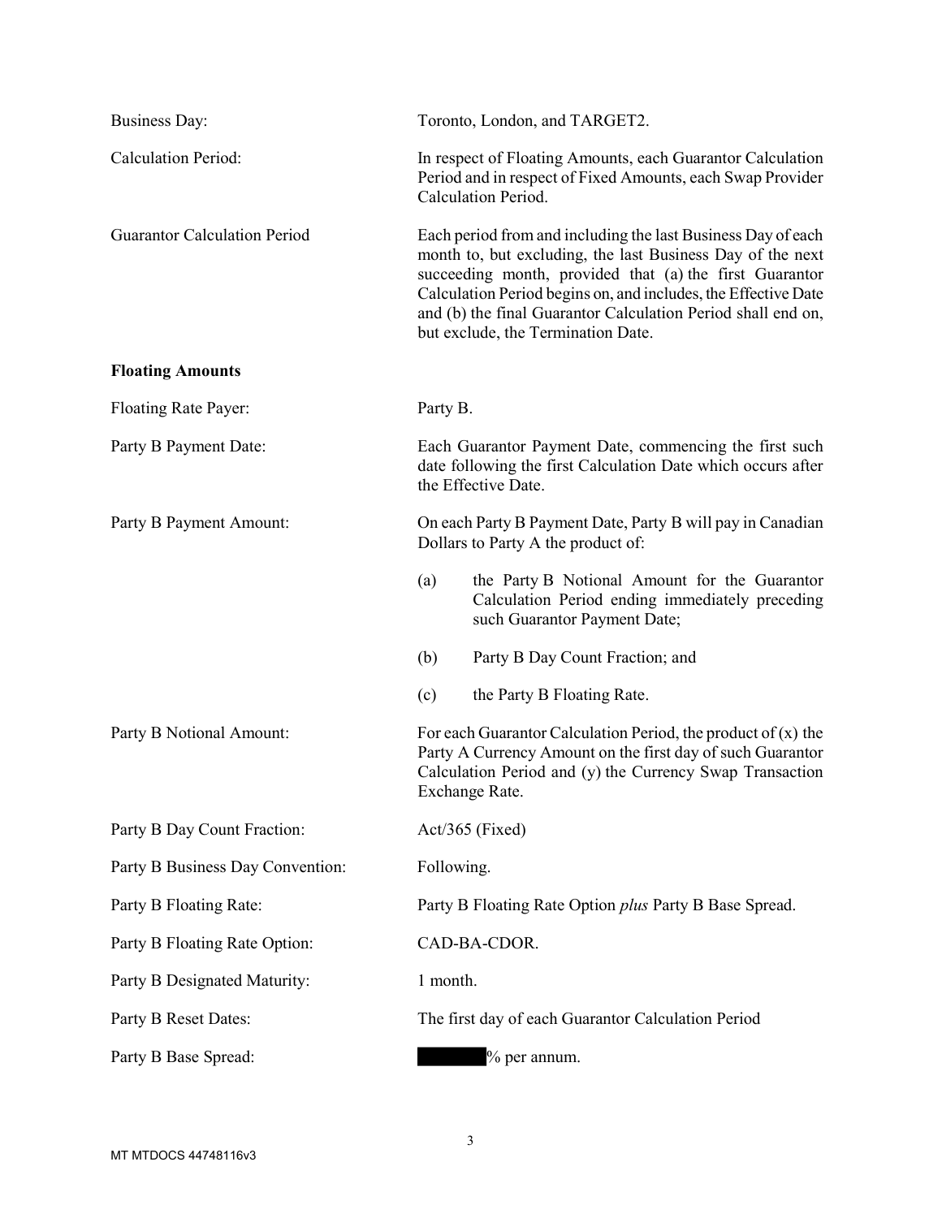| | |
|---|---|
| Business Day: | Toronto, London, and TARGET2. |
| Calculation Period: | In respect of Floating Amounts, each Guarantor Calculation Period and in respect of Fixed Amounts, each Swap Provider Calculation Period. |
| Guarantor Calculation Period | Each period from and including the last Business Day of each month to, but excluding, the last Business Day of the next succeeding month, provided that (a) the first Guarantor Calculation Period begins on, and includes, the Effective Date and (b) the final Guarantor Calculation Period shall end on, but exclude, the Termination Date. |

**Floating Amounts**

| | |
|---|---|
| Floating Rate Payer: | Party B. |
| Party B Payment Date: | Each Guarantor Payment Date, commencing the first such date following the first Calculation Date which occurs after the Effective Date. |
| Party B Payment Amount: | On each Party B Payment Date, Party B will pay in Canadian Dollars to Party A the product of:<br>(a) the Party B Notional Amount for the Guarantor Calculation Period ending immediately preceding such Guarantor Payment Date;<br>(b) Party B Day Count Fraction; and<br>(c) the Party B Floating Rate. |
| Party B Notional Amount: | For each Guarantor Calculation Period, the product of (x) the Party A Currency Amount on the first day of such Guarantor Calculation Period and (y) the Currency Swap Transaction Exchange Rate. |
| Party B Day Count Fraction: | Act/365 (Fixed) |
| Party B Business Day Convention: | Following. |
| Party B Floating Rate: | Party B Floating Rate Option *plus* Party B Base Spread. |
| Party B Floating Rate Option: | CAD-BA-CDOR. |
| Party B Designated Maturity: | 1 month. |
| Party B Reset Dates: | The first day of each Guarantor Calculation Period |
| Party B Base Spread: | [REDACTED]% per annum. |

MT MTDOCS 44748116v3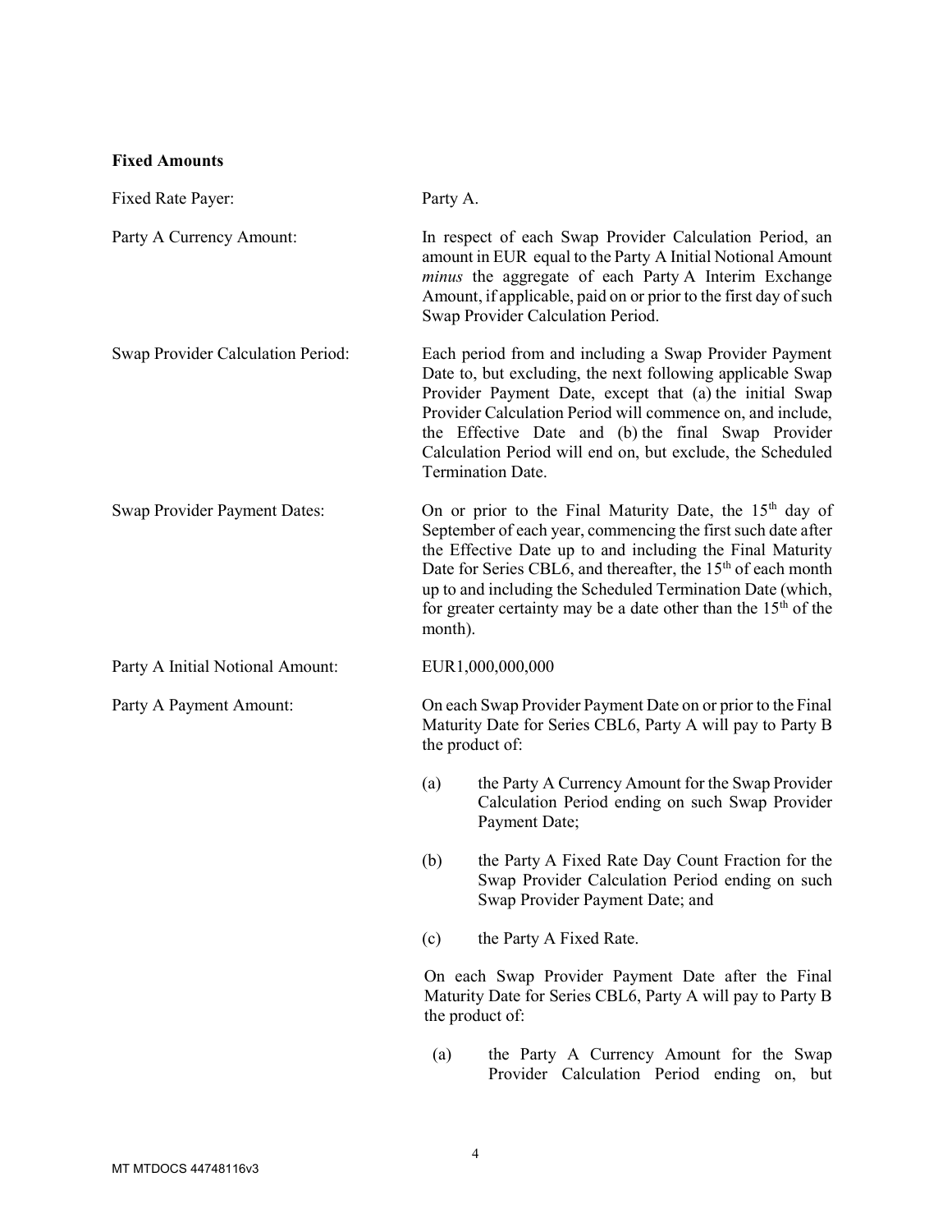**Fixed Amounts**

Fixed Rate Payer: Party A.

Party A Currency Amount: In respect of each Swap Provider Calculation Period, an amount in EUR equal to the Party A Initial Notional Amount *minus* the aggregate of each Party A Interim Exchange Amount, if applicable, paid on or prior to the first day of such Swap Provider Calculation Period.

Swap Provider Calculation Period: Each period from and including a Swap Provider Payment Date to, but excluding, the next following applicable Swap Provider Payment Date, except that (a) the initial Swap Provider Calculation Period will commence on, and include, the Effective Date and (b) the final Swap Provider Calculation Period will end on, but exclude, the Scheduled Termination Date.

Swap Provider Payment Dates: On or prior to the Final Maturity Date, the 15th day of September of each year, commencing the first such date after the Effective Date up to and including the Final Maturity Date for Series CBL6, and thereafter, the 15th of each month up to and including the Scheduled Termination Date (which, for greater certainty may be a date other than the 15th of the month).

Party A Initial Notional Amount: EUR1,000,000,000

Party A Payment Amount: On each Swap Provider Payment Date on or prior to the Final Maturity Date for Series CBL6, Party A will pay to Party B the product of:

(a) the Party A Currency Amount for the Swap Provider Calculation Period ending on such Swap Provider Payment Date;

(b) the Party A Fixed Rate Day Count Fraction for the Swap Provider Calculation Period ending on such Swap Provider Payment Date; and

(c) the Party A Fixed Rate.

On each Swap Provider Payment Date after the Final Maturity Date for Series CBL6, Party A will pay to Party B the product of:

(a) the Party A Currency Amount for the Swap Provider Calculation Period ending on, but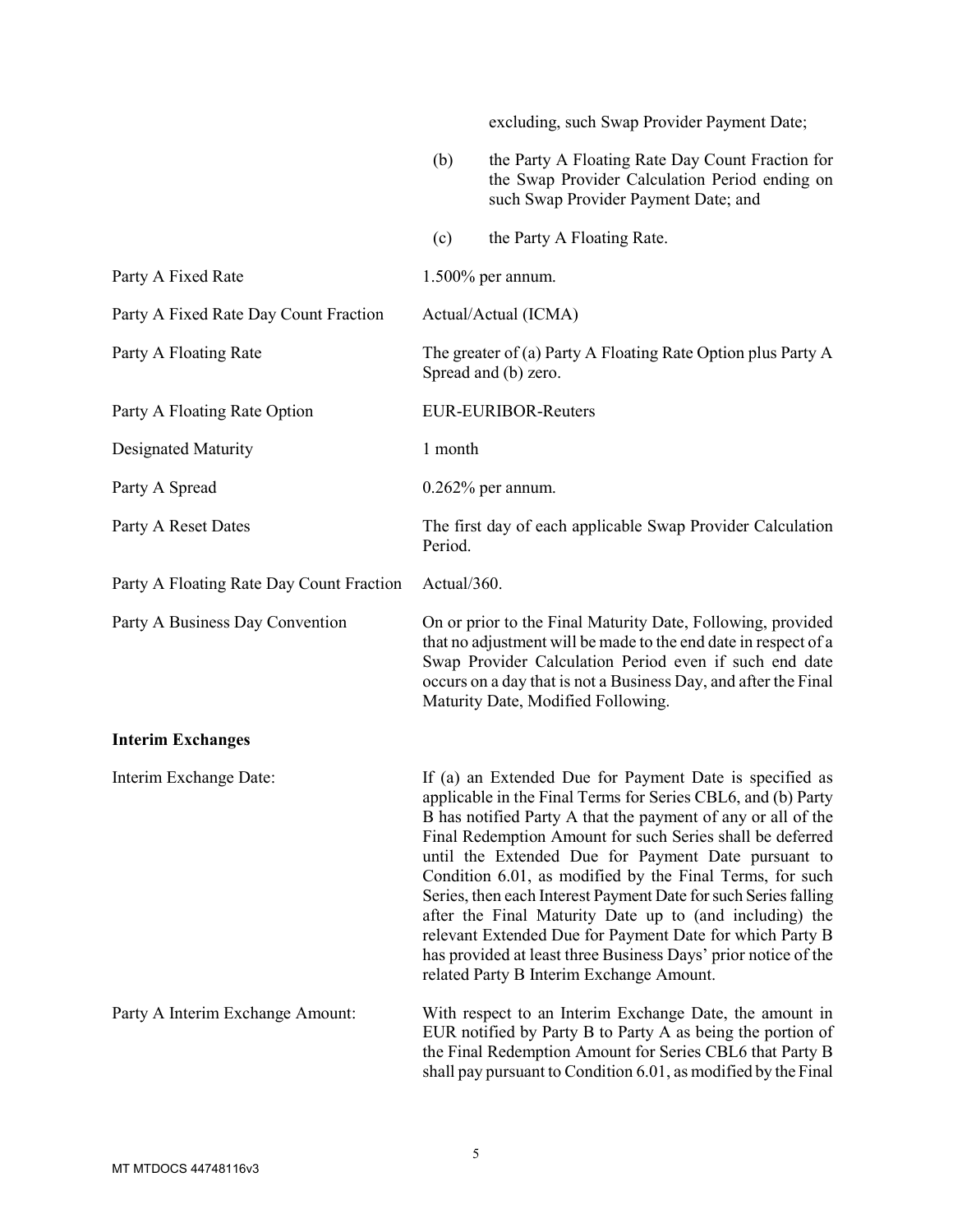excluding, such Swap Provider Payment Date;

(b) the Party A Floating Rate Day Count Fraction for the Swap Provider Calculation Period ending on such Swap Provider Payment Date; and

(c) the Party A Floating Rate.

| | |
|---|---|
| Party A Fixed Rate | 1.500% per annum. |
| Party A Fixed Rate Day Count Fraction | Actual/Actual (ICMA) |
| Party A Floating Rate | The greater of (a) Party A Floating Rate Option plus Party A Spread and (b) zero. |
| Party A Floating Rate Option | EUR-EURIBOR-Reuters |
| Designated Maturity | 1 month |
| Party A Spread | 0.262% per annum. |
| Party A Reset Dates | The first day of each applicable Swap Provider Calculation Period. |
| Party A Floating Rate Day Count Fraction | Actual/360. |
| Party A Business Day Convention | On or prior to the Final Maturity Date, Following, provided that no adjustment will be made to the end date in respect of a Swap Provider Calculation Period even if such end date occurs on a day that is not a Business Day, and after the Final Maturity Date, Modified Following. |

**Interim Exchanges**

| | |
|---|---|
| Interim Exchange Date: | If (a) an Extended Due for Payment Date is specified as applicable in the Final Terms for Series CBL6, and (b) Party B has notified Party A that the payment of any or all of the Final Redemption Amount for such Series shall be deferred until the Extended Due for Payment Date pursuant to Condition 6.01, as modified by the Final Terms, for such Series, then each Interest Payment Date for such Series falling after the Final Maturity Date up to (and including) the relevant Extended Due for Payment Date for which Party B has provided at least three Business Days' prior notice of the related Party B Interim Exchange Amount. |
| Party A Interim Exchange Amount: | With respect to an Interim Exchange Date, the amount in EUR notified by Party B to Party A as being the portion of the Final Redemption Amount for Series CBL6 that Party B shall pay pursuant to Condition 6.01, as modified by the Final |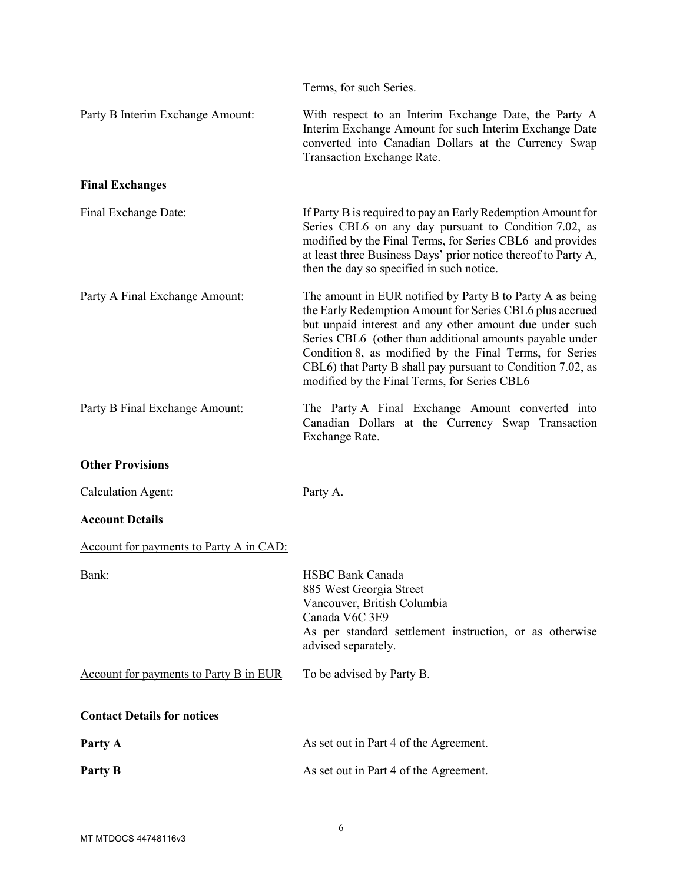Terms, for such Series.

| | |
|---|---|
| Party B Interim Exchange Amount: | With respect to an Interim Exchange Date, the Party A Interim Exchange Amount for such Interim Exchange Date converted into Canadian Dollars at the Currency Swap Transaction Exchange Rate. |

**Final Exchanges**

| | |
|---|---|
| Final Exchange Date: | If Party B is required to pay an Early Redemption Amount for Series CBL6 on any day pursuant to Condition 7.02, as modified by the Final Terms, for Series CBL6 and provides at least three Business Days' prior notice thereof to Party A, then the day so specified in such notice. |
| Party A Final Exchange Amount: | The amount in EUR notified by Party B to Party A as being the Early Redemption Amount for Series CBL6 plus accrued but unpaid interest and any other amount due under such Series CBL6 (other than additional amounts payable under Condition 8, as modified by the Final Terms, for Series CBL6) that Party B shall pay pursuant to Condition 7.02, as modified by the Final Terms, for Series CBL6 |
| Party B Final Exchange Amount: | The Party A Final Exchange Amount converted into Canadian Dollars at the Currency Swap Transaction Exchange Rate. |

**Other Provisions**

| | |
|---|---|
| Calculation Agent: | Party A. |

**Account Details**

Account for payments to Party A in CAD:

| | |
|---|---|
| Bank: | HSBC Bank Canada<br>885 West Georgia Street<br>Vancouver, British Columbia<br>Canada V6C 3E9<br>As per standard settlement instruction, or as otherwise advised separately. |
| Account for payments to Party B in EUR | To be advised by Party B. |

**Contact Details for notices**

| | |
|---|---|
| **Party A** | As set out in Part 4 of the Agreement. |
| **Party B** | As set out in Part 4 of the Agreement. |

MT MTDOCS 44748116v3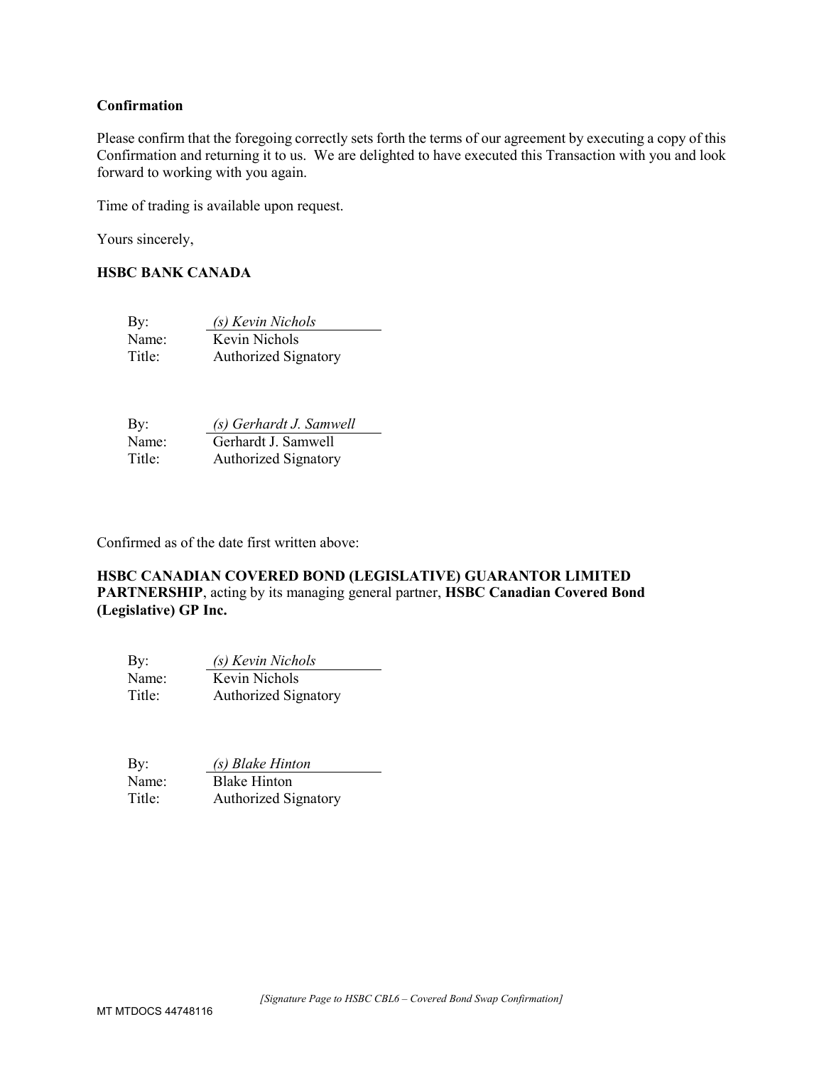**Confirmation**

Please confirm that the foregoing correctly sets forth the terms of our agreement by executing a copy of this Confirmation and returning it to us. We are delighted to have executed this Transaction with you and look forward to working with you again.

Time of trading is available upon request.

Yours sincerely,

**HSBC BANK CANADA**

By: *(s) Kevin Nichols*
Name: Kevin Nichols
Title: Authorized Signatory

By: *(s) Gerhardt J. Samwell*
Name: Gerhardt J. Samwell
Title: Authorized Signatory

Confirmed as of the date first written above:

**HSBC CANADIAN COVERED BOND (LEGISLATIVE) GUARANTOR LIMITED PARTNERSHIP**, acting by its managing general partner, **HSBC Canadian Covered Bond (Legislative) GP Inc.**

By: *(s) Kevin Nichols*
Name: Kevin Nichols
Title: Authorized Signatory

By: *(s) Blake Hinton*
Name: Blake Hinton
Title: Authorized Signatory

*[Signature Page to HSBC CBL6 – Covered Bond Swap Confirmation]*

MT MTDOCS 44748116